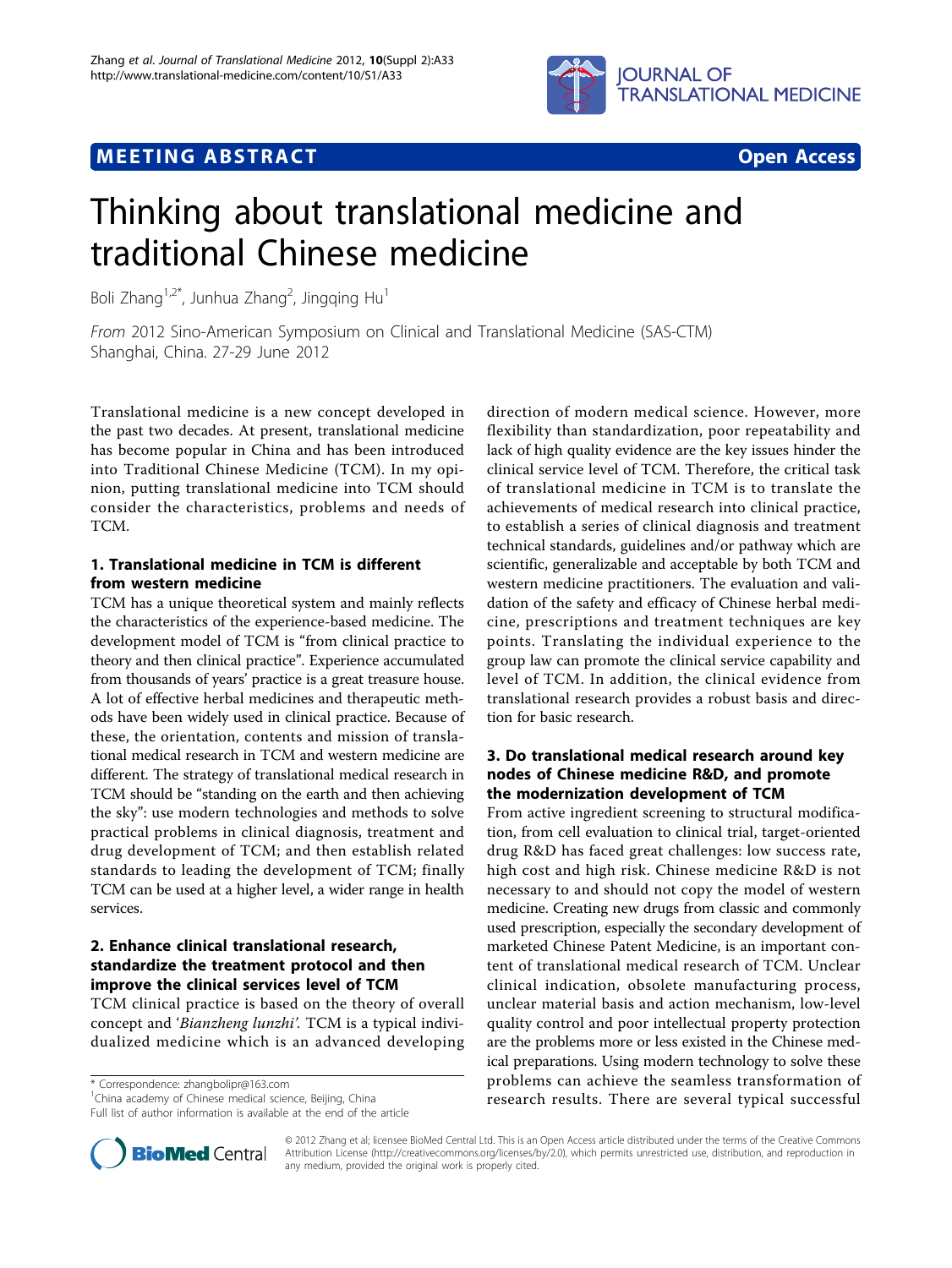MEETING ABSTRACT

Open Access

# Thinking about translational medicine and traditional Chinese medicine

Boli Zhang[1,2*], Junhua Zhang[2], Jingqing Hu[1]

*From* 2012 Sino-American Symposium on Clinical and Translational Medicine (SAS-CTM)
Shanghai, China. 27-29 June 2012

Translational medicine is a new concept developed in the past two decades. At present, translational medicine has become popular in China and has been introduced into Traditional Chinese Medicine (TCM). In my opinion, putting translational medicine into TCM should consider the characteristics, problems and needs of TCM.

## 1. Translational medicine in TCM is different from western medicine

TCM has a unique theoretical system and mainly reflects the characteristics of the experience-based medicine. The development model of TCM is "from clinical practice to theory and then clinical practice". Experience accumulated from thousands of years' practice is a great treasure house. A lot of effective herbal medicines and therapeutic methods have been widely used in clinical practice. Because of these, the orientation, contents and mission of translational medical research in TCM and western medicine are different. The strategy of translational medical research in TCM should be "standing on the earth and then achieving the sky": use modern technologies and methods to solve practical problems in clinical diagnosis, treatment and drug development of TCM; and then establish related standards to leading the development of TCM; finally TCM can be used at a higher level, a wider range in health services.

## 2. Enhance clinical translational research, standardize the treatment protocol and then improve the clinical services level of TCM

TCM clinical practice is based on the theory of overall concept and '*Bianzheng lunzhi'*. TCM is a typical individualized medicine which is an advanced developing direction of modern medical science. However, more flexibility than standardization, poor repeatability and lack of high quality evidence are the key issues hinder the clinical service level of TCM. Therefore, the critical task of translational medicine in TCM is to translate the achievements of medical research into clinical practice, to establish a series of clinical diagnosis and treatment technical standards, guidelines and/or pathway which are scientific, generalizable and acceptable by both TCM and western medicine practitioners. The evaluation and validation of the safety and efficacy of Chinese herbal medicine, prescriptions and treatment techniques are key points. Translating the individual experience to the group law can promote the clinical service capability and level of TCM. In addition, the clinical evidence from translational research provides a robust basis and direction for basic research.

## 3. Do translational medical research around key nodes of Chinese medicine R&D, and promote the modernization development of TCM

From active ingredient screening to structural modification, from cell evaluation to clinical trial, target-oriented drug R&D has faced great challenges: low success rate, high cost and high risk. Chinese medicine R&D is not necessary to and should not copy the model of western medicine. Creating new drugs from classic and commonly used prescription, especially the secondary development of marketed Chinese Patent Medicine, is an important content of translational medical research of TCM. Unclear clinical indication, obsolete manufacturing process, unclear material basis and action mechanism, low-level quality control and poor intellectual property protection are the problems more or less existed in the Chinese medical preparations. Using modern technology to solve these problems can achieve the seamless transformation of research results. There are several typical successful

\* Correspondence: zhangbolipr@163.com
[1]China academy of Chinese medical science, Beijing, China
Full list of author information is available at the end of the article

© 2012 Zhang et al; licensee BioMed Central Ltd. This is an Open Access article distributed under the terms of the Creative Commons Attribution License (http://creativecommons.org/licenses/by/2.0), which permits unrestricted use, distribution, and reproduction in any medium, provided the original work is properly cited.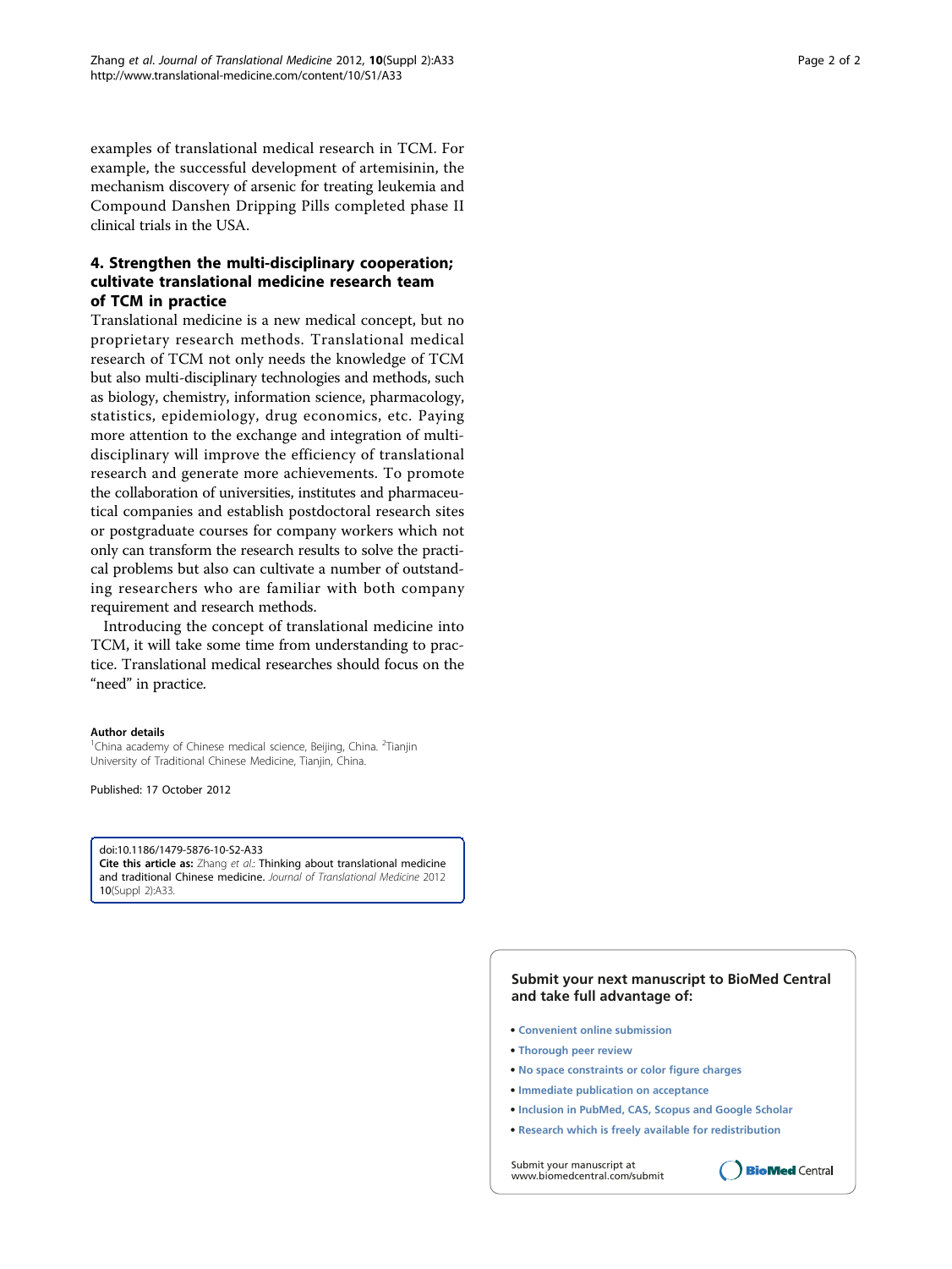examples of translational medical research in TCM. For example, the successful development of artemisinin, the mechanism discovery of arsenic for treating leukemia and Compound Danshen Dripping Pills completed phase II clinical trials in the USA.

### 4. Strengthen the multi-disciplinary cooperation; cultivate translational medicine research team of TCM in practice

Translational medicine is a new medical concept, but no proprietary research methods. Translational medical research of TCM not only needs the knowledge of TCM but also multi-disciplinary technologies and methods, such as biology, chemistry, information science, pharmacology, statistics, epidemiology, drug economics, etc. Paying more attention to the exchange and integration of multi-disciplinary will improve the efficiency of translational research and generate more achievements. To promote the collaboration of universities, institutes and pharmaceutical companies and establish postdoctoral research sites or postgraduate courses for company workers which not only can transform the research results to solve the practical problems but also can cultivate a number of outstanding researchers who are familiar with both company requirement and research methods.

Introducing the concept of translational medicine into TCM, it will take some time from understanding to practice. Translational medical researches should focus on the "need" in practice.

#### Author details

[1]China academy of Chinese medical science, Beijing, China. [2]Tianjin University of Traditional Chinese Medicine, Tianjin, China.

Published: 17 October 2012

doi:10.1186/1479-5876-10-S2-A33
**Cite this article as:** Zhang *et al.*: Thinking about translational medicine and traditional Chinese medicine. *Journal of Translational Medicine* 2012 10(Suppl 2):A33.

**Submit your next manuscript to BioMed Central and take full advantage of:**

- Convenient online submission
- Thorough peer review
- No space constraints or color figure charges
- Immediate publication on acceptance
- Inclusion in PubMed, CAS, Scopus and Google Scholar
- Research which is freely available for redistribution

Submit your manuscript at www.biomedcentral.com/submit

BioMed Central